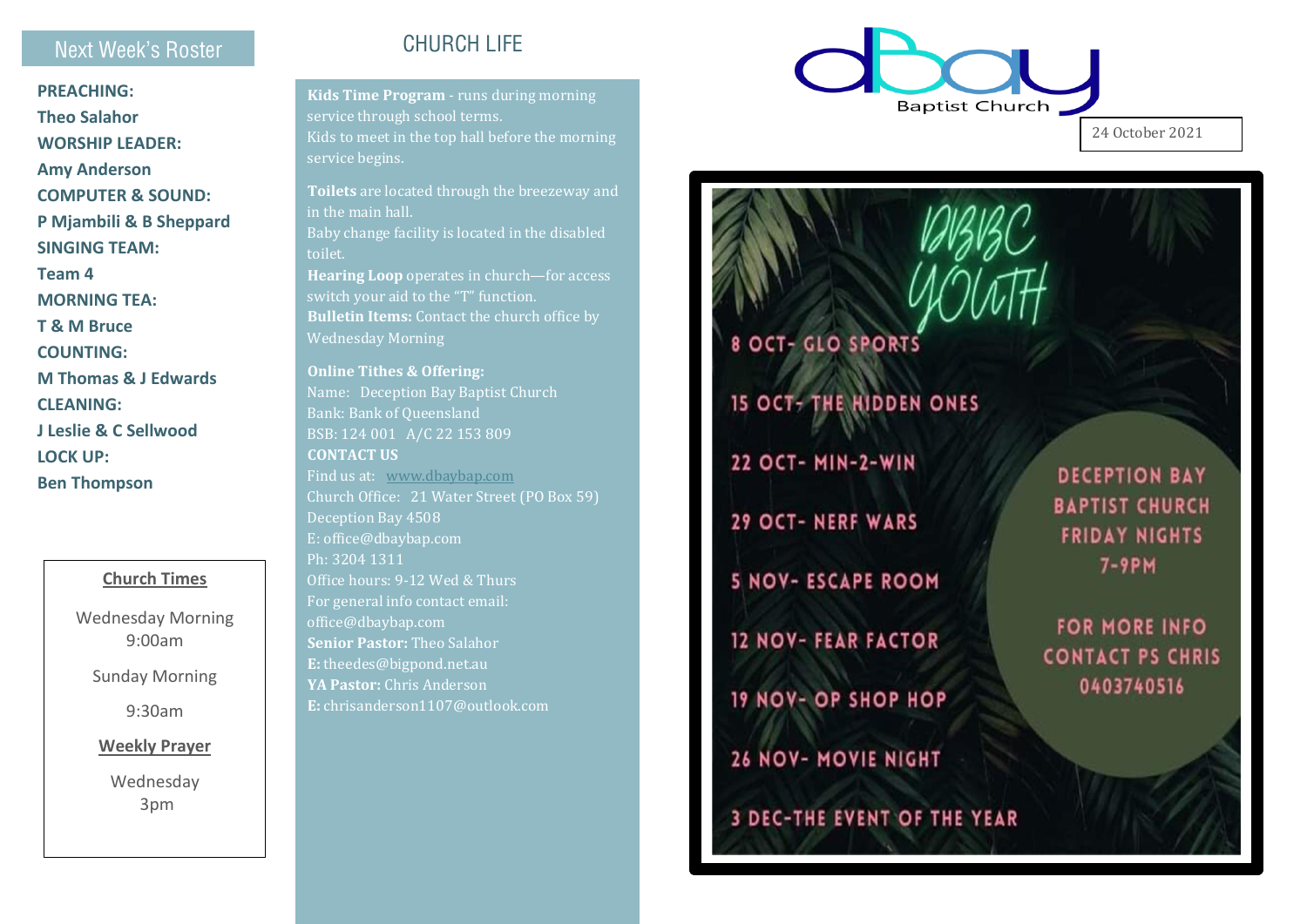## Next Week's Roster

**PREACHING:**
**Theo Salahor**
**WORSHIP LEADER:**
**Amy Anderson**
**COMPUTER & SOUND:**
**P Mjambili & B Sheppard**
**SINGING TEAM:**
**Team 4**
**MORNING TEA:**
**T & M Bruce**
**COUNTING:**
**M Thomas & J Edwards**
**CLEANING:**
**J Leslie & C Sellwood**
**LOCK UP:**
**Ben Thompson**

**Church Times**

Wednesday Morning
9:00am

Sunday Morning

9:30am

**Weekly Prayer**

Wednesday
3pm

## CHURCH LIFE

**Kids Time Program** - runs during morning service through school terms.
Kids to meet in the top hall before the morning service begins.

**Toilets** are located through the breezeway and in the main hall.
Baby change facility is located in the disabled toilet.
**Hearing Loop** operates in church—for access switch your aid to the "T" function.
**Bulletin Items:** Contact the church office by Wednesday Morning

**Online Tithes & Offering:**
Name: Deception Bay Baptist Church
Bank: Bank of Queensland
BSB: 124 001 A/C 22 153 809
**CONTACT US**
Find us at: www.dbaybap.com
Church Office: 21 Water Street (PO Box 59)
Deception Bay 4508
E: office@dbaybap.com
Ph: 3204 1311
Office hours: 9-12 Wed & Thurs
For general info contact email:
office@dbaybap.com
**Senior Pastor:** Theo Salahor
**E:** theedes@bigpond.net.au
**YA Pastor:** Chris Anderson
**E:** chrisanderson1107@outlook.com

dBay Baptist Church

24 October 2021

DBBC YOUTH

8 OCT- GLO SPORTS

15 OCT- THE HIDDEN ONES

22 OCT- MIN-2-WIN

29 OCT- NERF WARS

5 NOV- ESCAPE ROOM

12 NOV- FEAR FACTOR

19 NOV- OP SHOP HOP

26 NOV- MOVIE NIGHT

3 DEC-THE EVENT OF THE YEAR

DECEPTION BAY BAPTIST CHURCH FRIDAY NIGHTS 7-9PM

FOR MORE INFO CONTACT PS CHRIS 0403740516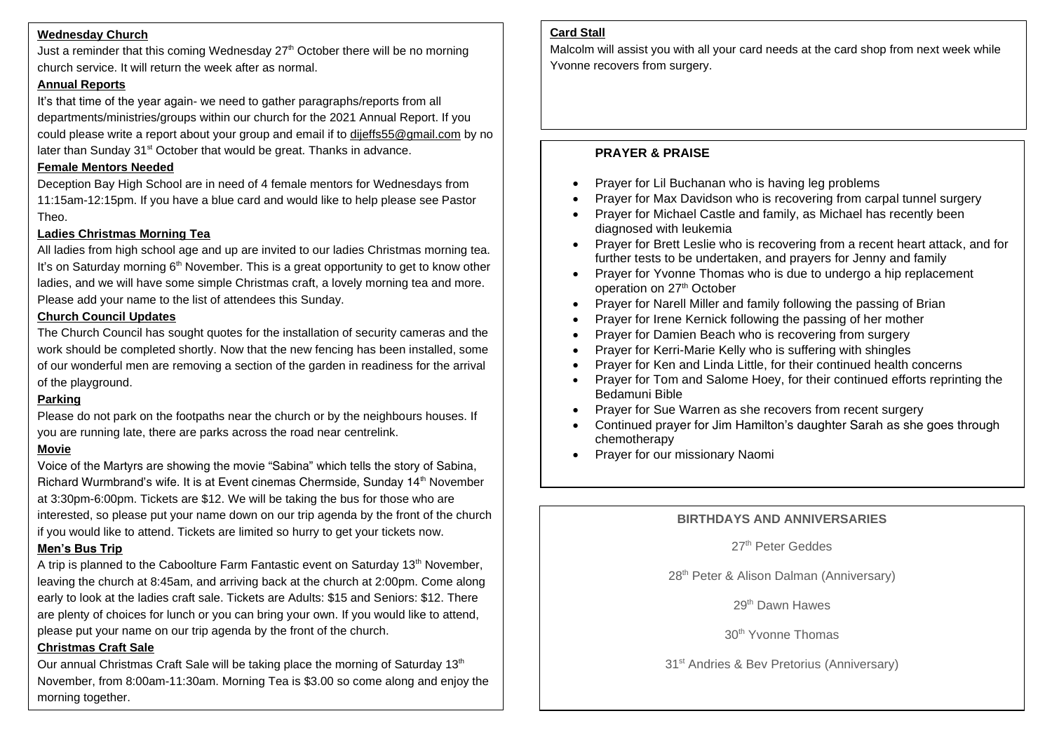### Wednesday Church

Just a reminder that this coming Wednesday 27th October there will be no morning church service. It will return the week after as normal.

### Annual Reports

It's that time of the year again- we need to gather paragraphs/reports from all departments/ministries/groups within our church for the 2021 Annual Report. If you could please write a report about your group and email if to dijeffs55@gmail.com by no later than Sunday 31st October that would be great. Thanks in advance.

### Female Mentors Needed

Deception Bay High School are in need of 4 female mentors for Wednesdays from 11:15am-12:15pm. If you have a blue card and would like to help please see Pastor Theo.

### Ladies Christmas Morning Tea

All ladies from high school age and up are invited to our ladies Christmas morning tea. It's on Saturday morning 6th November. This is a great opportunity to get to know other ladies, and we will have some simple Christmas craft, a lovely morning tea and more. Please add your name to the list of attendees this Sunday.

### Church Council Updates

The Church Council has sought quotes for the installation of security cameras and the work should be completed shortly. Now that the new fencing has been installed, some of our wonderful men are removing a section of the garden in readiness for the arrival of the playground.

### Parking

Please do not park on the footpaths near the church or by the neighbours houses. If you are running late, there are parks across the road near centrelink.

### Movie

Voice of the Martyrs are showing the movie "Sabina" which tells the story of Sabina, Richard Wurmbrand's wife. It is at Event cinemas Chermside, Sunday 14th November at 3:30pm-6:00pm. Tickets are $12. We will be taking the bus for those who are interested, so please put your name down on our trip agenda by the front of the church if you would like to attend. Tickets are limited so hurry to get your tickets now.

### Men's Bus Trip

A trip is planned to the Caboolture Farm Fantastic event on Saturday 13th November, leaving the church at 8:45am, and arriving back at the church at 2:00pm. Come along early to look at the ladies craft sale. Tickets are Adults: $15 and Seniors: $12. There are plenty of choices for lunch or you can bring your own. If you would like to attend, please put your name on our trip agenda by the front of the church.

### Christmas Craft Sale

Our annual Christmas Craft Sale will be taking place the morning of Saturday 13th November, from 8:00am-11:30am. Morning Tea is $3.00 so come along and enjoy the morning together.

### Card Stall

Malcolm will assist you with all your card needs at the card shop from next week while Yvonne recovers from surgery.

### PRAYER & PRAISE

- Prayer for Lil Buchanan who is having leg problems
- Prayer for Max Davidson who is recovering from carpal tunnel surgery
- Prayer for Michael Castle and family, as Michael has recently been diagnosed with leukemia
- Prayer for Brett Leslie who is recovering from a recent heart attack, and for further tests to be undertaken, and prayers for Jenny and family
- Prayer for Yvonne Thomas who is due to undergo a hip replacement operation on 27th October
- Prayer for Narell Miller and family following the passing of Brian
- Prayer for Irene Kernick following the passing of her mother
- Prayer for Damien Beach who is recovering from surgery
- Prayer for Kerri-Marie Kelly who is suffering with shingles
- Prayer for Ken and Linda Little, for their continued health concerns
- Prayer for Tom and Salome Hoey, for their continued efforts reprinting the Bedamuni Bible
- Prayer for Sue Warren as she recovers from recent surgery
- Continued prayer for Jim Hamilton's daughter Sarah as she goes through chemotherapy
- Prayer for our missionary Naomi

### BIRTHDAYS AND ANNIVERSARIES

27th Peter Geddes

28th Peter & Alison Dalman (Anniversary)

29th Dawn Hawes

30th Yvonne Thomas

31st Andries & Bev Pretorius (Anniversary)